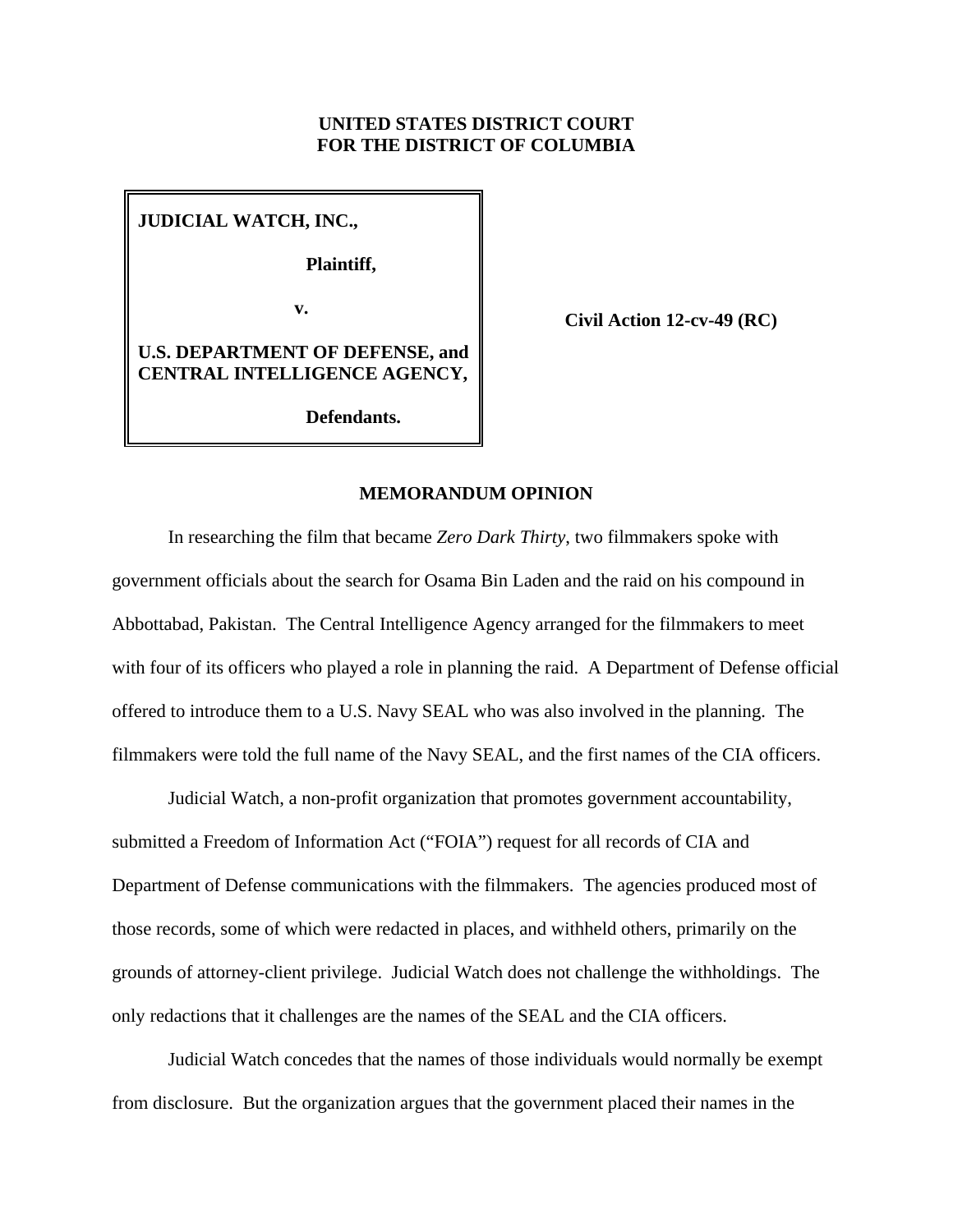**UNITED STATES DISTRICT COURT**
**FOR THE DISTRICT OF COLUMBIA**

| | |
|---|---|
| **JUDICIAL WATCH, INC.,**<br><br>**Plaintiff,**<br><br>**v.**<br><br>**U.S. DEPARTMENT OF DEFENSE, and CENTRAL INTELLIGENCE AGENCY,**<br><br>**Defendants.** | **Civil Action 12-cv-49 (RC)** |

**MEMORANDUM OPINION**

In researching the film that became *Zero Dark Thirty*, two filmmakers spoke with government officials about the search for Osama Bin Laden and the raid on his compound in Abbottabad, Pakistan. The Central Intelligence Agency arranged for the filmmakers to meet with four of its officers who played a role in planning the raid. A Department of Defense official offered to introduce them to a U.S. Navy SEAL who was also involved in the planning. The filmmakers were told the full name of the Navy SEAL, and the first names of the CIA officers.

Judicial Watch, a non-profit organization that promotes government accountability, submitted a Freedom of Information Act ("FOIA") request for all records of CIA and Department of Defense communications with the filmmakers. The agencies produced most of those records, some of which were redacted in places, and withheld others, primarily on the grounds of attorney-client privilege. Judicial Watch does not challenge the withholdings. The only redactions that it challenges are the names of the SEAL and the CIA officers.

Judicial Watch concedes that the names of those individuals would normally be exempt from disclosure. But the organization argues that the government placed their names in the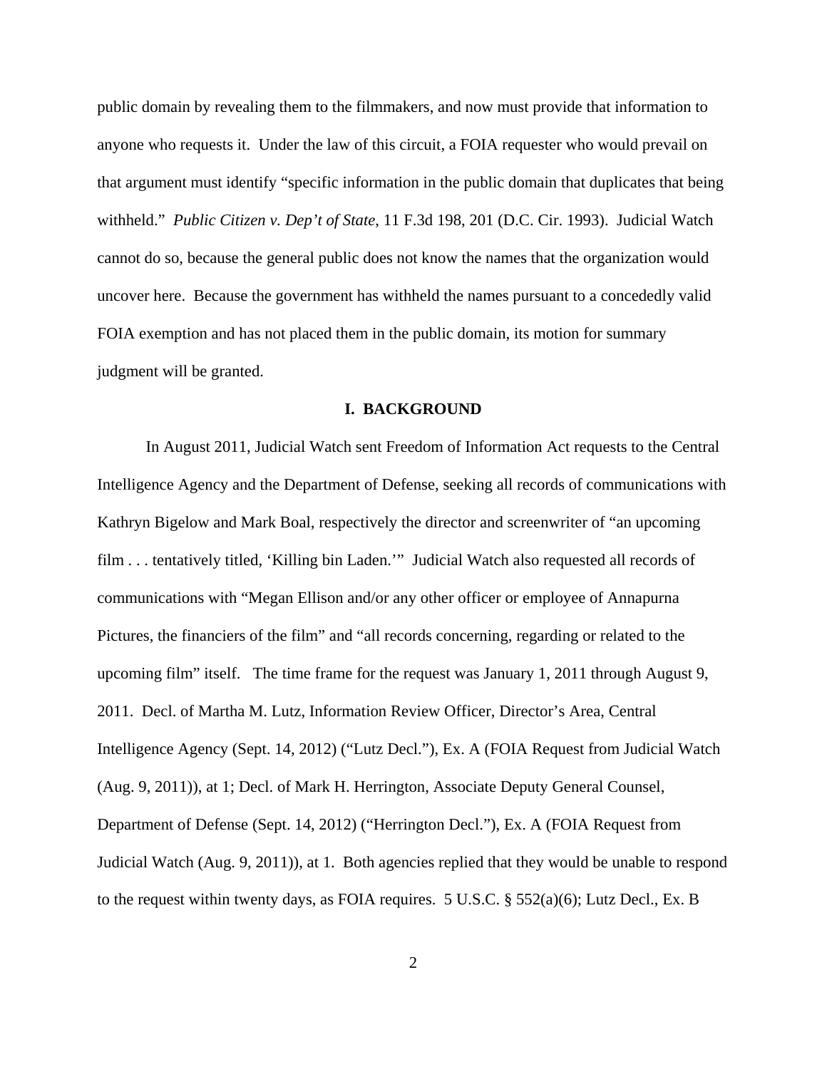public domain by revealing them to the filmmakers, and now must provide that information to anyone who requests it. Under the law of this circuit, a FOIA requester who would prevail on that argument must identify "specific information in the public domain that duplicates that being withheld." *Public Citizen v. Dep't of State*, 11 F.3d 198, 201 (D.C. Cir. 1993). Judicial Watch cannot do so, because the general public does not know the names that the organization would uncover here. Because the government has withheld the names pursuant to a concededly valid FOIA exemption and has not placed them in the public domain, its motion for summary judgment will be granted.

## I. BACKGROUND

In August 2011, Judicial Watch sent Freedom of Information Act requests to the Central Intelligence Agency and the Department of Defense, seeking all records of communications with Kathryn Bigelow and Mark Boal, respectively the director and screenwriter of "an upcoming film . . . tentatively titled, 'Killing bin Laden.'" Judicial Watch also requested all records of communications with "Megan Ellison and/or any other officer or employee of Annapurna Pictures, the financiers of the film" and "all records concerning, regarding or related to the upcoming film" itself. The time frame for the request was January 1, 2011 through August 9, 2011. Decl. of Martha M. Lutz, Information Review Officer, Director's Area, Central Intelligence Agency (Sept. 14, 2012) ("Lutz Decl."), Ex. A (FOIA Request from Judicial Watch (Aug. 9, 2011)), at 1; Decl. of Mark H. Herrington, Associate Deputy General Counsel, Department of Defense (Sept. 14, 2012) ("Herrington Decl."), Ex. A (FOIA Request from Judicial Watch (Aug. 9, 2011)), at 1. Both agencies replied that they would be unable to respond to the request within twenty days, as FOIA requires. 5 U.S.C. § 552(a)(6); Lutz Decl., Ex. B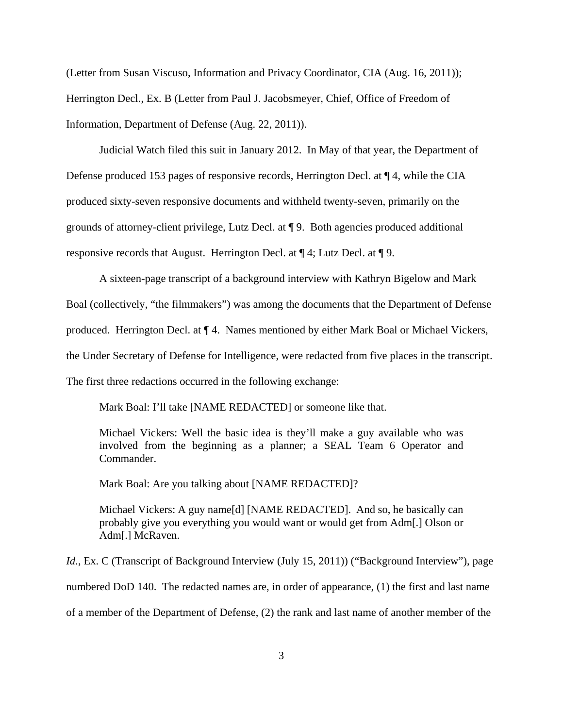(Letter from Susan Viscuso, Information and Privacy Coordinator, CIA (Aug. 16, 2011)); Herrington Decl., Ex. B (Letter from Paul J. Jacobsmeyer, Chief, Office of Freedom of Information, Department of Defense (Aug. 22, 2011)).

Judicial Watch filed this suit in January 2012. In May of that year, the Department of Defense produced 153 pages of responsive records, Herrington Decl. at ¶ 4, while the CIA produced sixty-seven responsive documents and withheld twenty-seven, primarily on the grounds of attorney-client privilege, Lutz Decl. at ¶ 9. Both agencies produced additional responsive records that August. Herrington Decl. at ¶ 4; Lutz Decl. at ¶ 9.

A sixteen-page transcript of a background interview with Kathryn Bigelow and Mark Boal (collectively, "the filmmakers") was among the documents that the Department of Defense produced. Herrington Decl. at ¶ 4. Names mentioned by either Mark Boal or Michael Vickers, the Under Secretary of Defense for Intelligence, were redacted from five places in the transcript. The first three redactions occurred in the following exchange:

> Mark Boal: I'll take [NAME REDACTED] or someone like that.
>
> Michael Vickers: Well the basic idea is they'll make a guy available who was involved from the beginning as a planner; a SEAL Team 6 Operator and Commander.
>
> Mark Boal: Are you talking about [NAME REDACTED]?
>
> Michael Vickers: A guy name[d] [NAME REDACTED]. And so, he basically can probably give you everything you would want or would get from Adm[.] Olson or Adm[.] McRaven.

*Id.*, Ex. C (Transcript of Background Interview (July 15, 2011)) ("Background Interview"), page numbered DoD 140. The redacted names are, in order of appearance, (1) the first and last name of a member of the Department of Defense, (2) the rank and last name of another member of the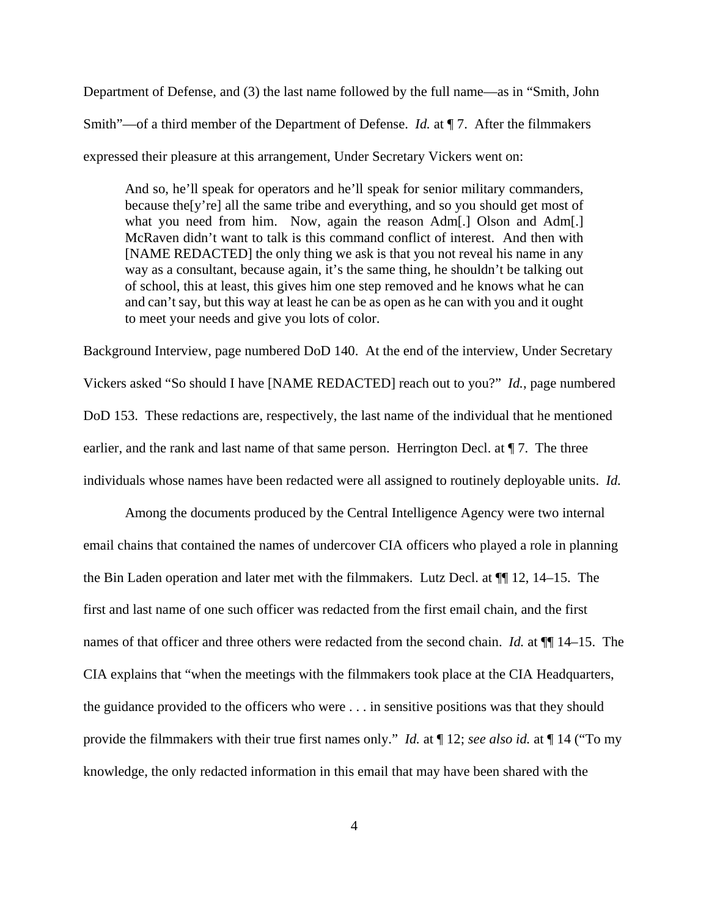Department of Defense, and (3) the last name followed by the full name—as in "Smith, John Smith"—of a third member of the Department of Defense. *Id.* at ¶ 7. After the filmmakers expressed their pleasure at this arrangement, Under Secretary Vickers went on:

> And so, he'll speak for operators and he'll speak for senior military commanders, because the[y're] all the same tribe and everything, and so you should get most of what you need from him. Now, again the reason Adm[.] Olson and Adm[.] McRaven didn't want to talk is this command conflict of interest. And then with [NAME REDACTED] the only thing we ask is that you not reveal his name in any way as a consultant, because again, it's the same thing, he shouldn't be talking out of school, this at least, this gives him one step removed and he knows what he can and can't say, but this way at least he can be as open as he can with you and it ought to meet your needs and give you lots of color.

Background Interview, page numbered DoD 140. At the end of the interview, Under Secretary Vickers asked "So should I have [NAME REDACTED] reach out to you?" *Id.*, page numbered DoD 153. These redactions are, respectively, the last name of the individual that he mentioned earlier, and the rank and last name of that same person. Herrington Decl. at ¶ 7. The three individuals whose names have been redacted were all assigned to routinely deployable units. *Id.*

Among the documents produced by the Central Intelligence Agency were two internal email chains that contained the names of undercover CIA officers who played a role in planning the Bin Laden operation and later met with the filmmakers. Lutz Decl. at ¶¶ 12, 14–15. The first and last name of one such officer was redacted from the first email chain, and the first names of that officer and three others were redacted from the second chain. *Id.* at ¶¶ 14–15. The CIA explains that "when the meetings with the filmmakers took place at the CIA Headquarters, the guidance provided to the officers who were . . . in sensitive positions was that they should provide the filmmakers with their true first names only." *Id.* at ¶ 12; *see also id.* at ¶ 14 ("To my knowledge, the only redacted information in this email that may have been shared with the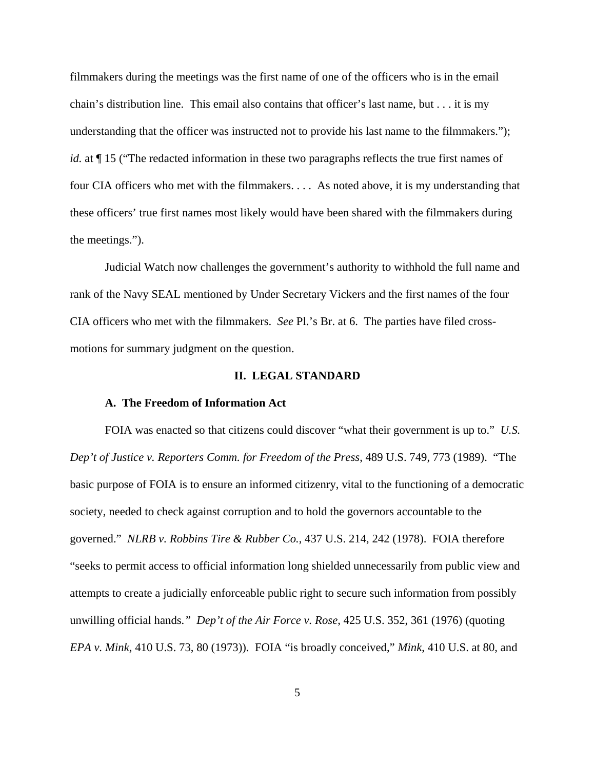filmmakers during the meetings was the first name of one of the officers who is in the email chain's distribution line. This email also contains that officer's last name, but . . . it is my understanding that the officer was instructed not to provide his last name to the filmmakers."); *id.* at ¶ 15 ("The redacted information in these two paragraphs reflects the true first names of four CIA officers who met with the filmmakers. . . . As noted above, it is my understanding that these officers' true first names most likely would have been shared with the filmmakers during the meetings.").

Judicial Watch now challenges the government's authority to withhold the full name and rank of the Navy SEAL mentioned by Under Secretary Vickers and the first names of the four CIA officers who met with the filmmakers. *See* Pl.'s Br. at 6. The parties have filed cross-motions for summary judgment on the question.

## II. LEGAL STANDARD

### A. The Freedom of Information Act

FOIA was enacted so that citizens could discover "what their government is up to." *U.S. Dep't of Justice v. Reporters Comm. for Freedom of the Press*, 489 U.S. 749, 773 (1989). "The basic purpose of FOIA is to ensure an informed citizenry, vital to the functioning of a democratic society, needed to check against corruption and to hold the governors accountable to the governed." *NLRB v. Robbins Tire & Rubber Co.*, 437 U.S. 214, 242 (1978). FOIA therefore "seeks to permit access to official information long shielded unnecessarily from public view and attempts to create a judicially enforceable public right to secure such information from possibly unwilling official hands." *Dep't of the Air Force v. Rose*, 425 U.S. 352, 361 (1976) (quoting *EPA v. Mink*, 410 U.S. 73, 80 (1973)). FOIA "is broadly conceived," *Mink*, 410 U.S. at 80, and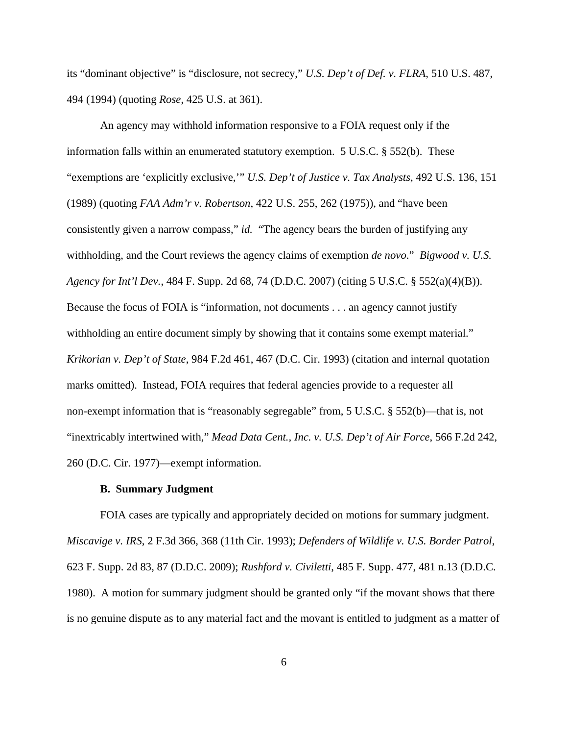its "dominant objective" is "disclosure, not secrecy," *U.S. Dep't of Def. v. FLRA*, 510 U.S. 487, 494 (1994) (quoting *Rose*, 425 U.S. at 361).

An agency may withhold information responsive to a FOIA request only if the information falls within an enumerated statutory exemption. 5 U.S.C. § 552(b). These "exemptions are 'explicitly exclusive,'" *U.S. Dep't of Justice v. Tax Analysts*, 492 U.S. 136, 151 (1989) (quoting *FAA Adm'r v. Robertson*, 422 U.S. 255, 262 (1975)), and "have been consistently given a narrow compass," *id.* "The agency bears the burden of justifying any withholding, and the Court reviews the agency claims of exemption *de novo*." *Bigwood v. U.S. Agency for Int'l Dev.*, 484 F. Supp. 2d 68, 74 (D.D.C. 2007) (citing 5 U.S.C. § 552(a)(4)(B)). Because the focus of FOIA is "information, not documents . . . an agency cannot justify withholding an entire document simply by showing that it contains some exempt material." *Krikorian v. Dep't of State*, 984 F.2d 461, 467 (D.C. Cir. 1993) (citation and internal quotation marks omitted). Instead, FOIA requires that federal agencies provide to a requester all non-exempt information that is "reasonably segregable" from, 5 U.S.C. § 552(b)—that is, not "inextricably intertwined with," *Mead Data Cent., Inc. v. U.S. Dep't of Air Force*, 566 F.2d 242, 260 (D.C. Cir. 1977)—exempt information.

**B. Summary Judgment**

FOIA cases are typically and appropriately decided on motions for summary judgment. *Miscavige v. IRS*, 2 F.3d 366, 368 (11th Cir. 1993); *Defenders of Wildlife v. U.S. Border Patrol*, 623 F. Supp. 2d 83, 87 (D.D.C. 2009); *Rushford v. Civiletti*, 485 F. Supp. 477, 481 n.13 (D.D.C. 1980). A motion for summary judgment should be granted only "if the movant shows that there is no genuine dispute as to any material fact and the movant is entitled to judgment as a matter of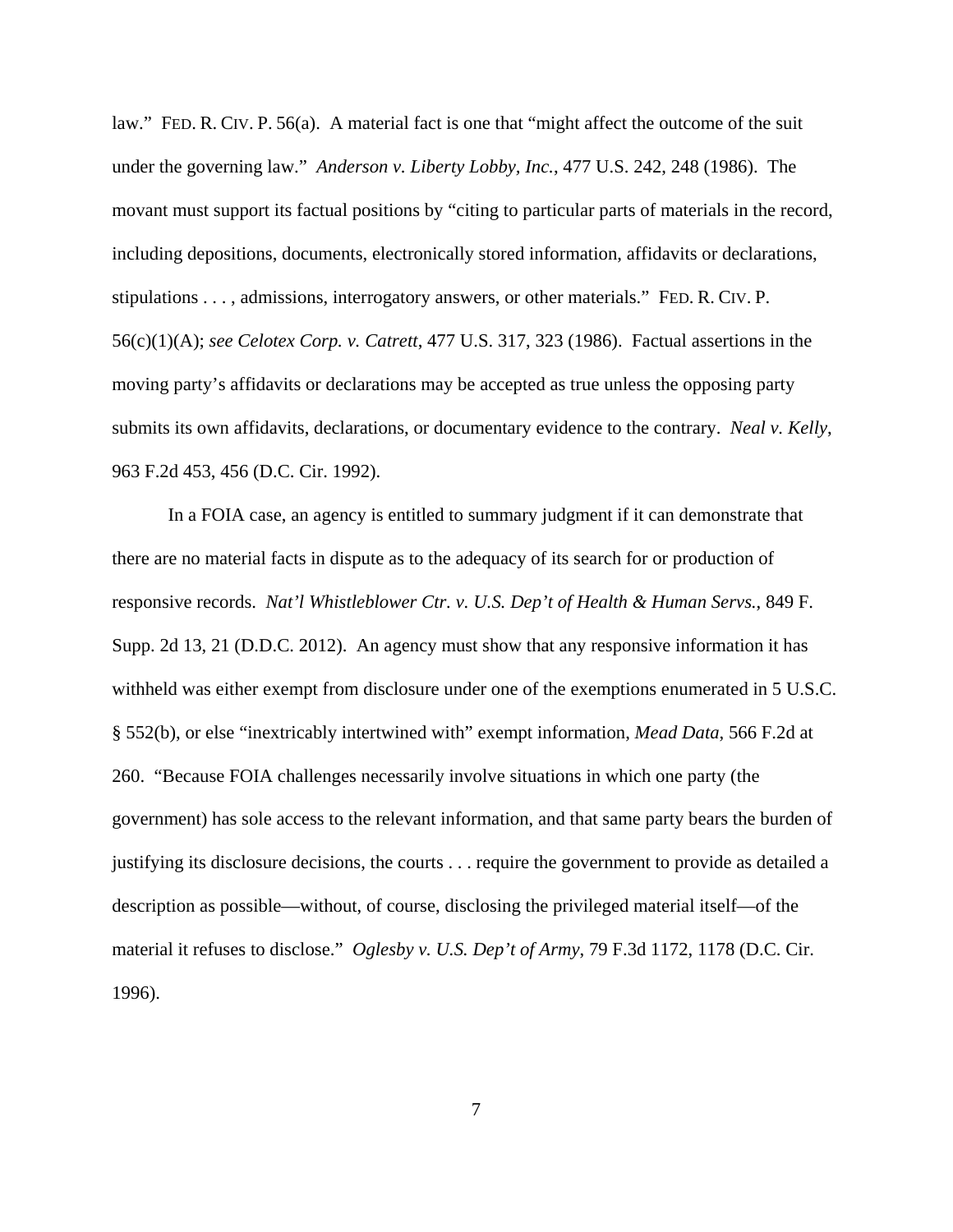law." FED. R. CIV. P. 56(a). A material fact is one that "might affect the outcome of the suit under the governing law." *Anderson v. Liberty Lobby, Inc.*, 477 U.S. 242, 248 (1986). The movant must support its factual positions by "citing to particular parts of materials in the record, including depositions, documents, electronically stored information, affidavits or declarations, stipulations . . . , admissions, interrogatory answers, or other materials." FED. R. CIV. P. 56(c)(1)(A); *see Celotex Corp. v. Catrett*, 477 U.S. 317, 323 (1986). Factual assertions in the moving party's affidavits or declarations may be accepted as true unless the opposing party submits its own affidavits, declarations, or documentary evidence to the contrary. *Neal v. Kelly*, 963 F.2d 453, 456 (D.C. Cir. 1992).

In a FOIA case, an agency is entitled to summary judgment if it can demonstrate that there are no material facts in dispute as to the adequacy of its search for or production of responsive records. *Nat'l Whistleblower Ctr. v. U.S. Dep't of Health & Human Servs.*, 849 F. Supp. 2d 13, 21 (D.D.C. 2012). An agency must show that any responsive information it has withheld was either exempt from disclosure under one of the exemptions enumerated in 5 U.S.C. § 552(b), or else "inextricably intertwined with" exempt information, *Mead Data*, 566 F.2d at 260. "Because FOIA challenges necessarily involve situations in which one party (the government) has sole access to the relevant information, and that same party bears the burden of justifying its disclosure decisions, the courts . . . require the government to provide as detailed a description as possible—without, of course, disclosing the privileged material itself—of the material it refuses to disclose." *Oglesby v. U.S. Dep't of Army*, 79 F.3d 1172, 1178 (D.C. Cir. 1996).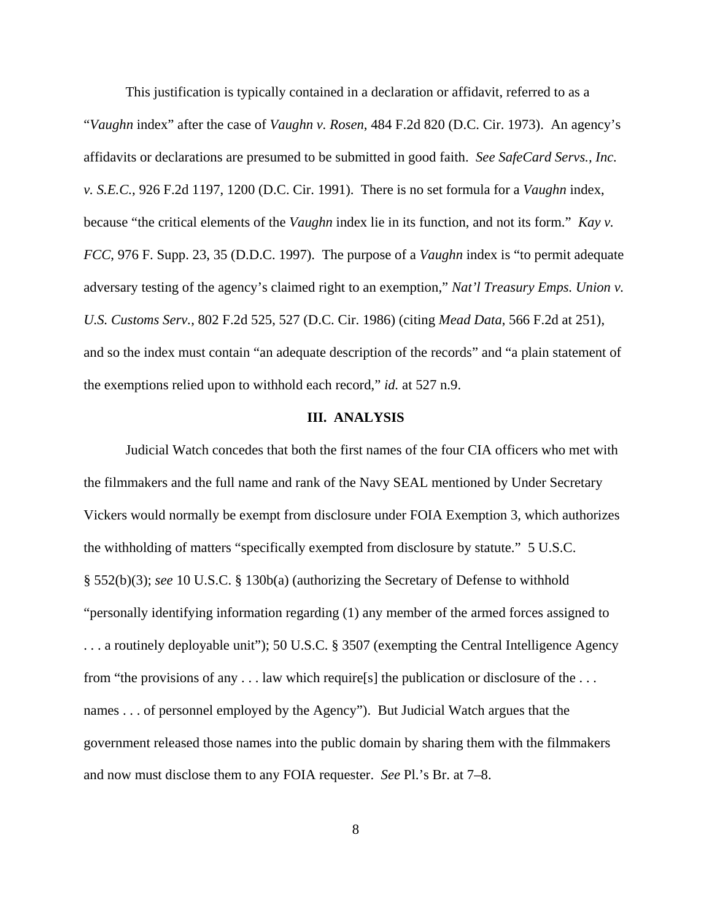This justification is typically contained in a declaration or affidavit, referred to as a "*Vaughn* index" after the case of *Vaughn v. Rosen*, 484 F.2d 820 (D.C. Cir. 1973). An agency's affidavits or declarations are presumed to be submitted in good faith. *See SafeCard Servs., Inc. v. S.E.C.*, 926 F.2d 1197, 1200 (D.C. Cir. 1991). There is no set formula for a *Vaughn* index, because "the critical elements of the *Vaughn* index lie in its function, and not its form." *Kay v. FCC*, 976 F. Supp. 23, 35 (D.D.C. 1997). The purpose of a *Vaughn* index is "to permit adequate adversary testing of the agency's claimed right to an exemption," *Nat'l Treasury Emps. Union v. U.S. Customs Serv.*, 802 F.2d 525, 527 (D.C. Cir. 1986) (citing *Mead Data*, 566 F.2d at 251), and so the index must contain "an adequate description of the records" and "a plain statement of the exemptions relied upon to withhold each record," *id.* at 527 n.9.

## III. ANALYSIS

Judicial Watch concedes that both the first names of the four CIA officers who met with the filmmakers and the full name and rank of the Navy SEAL mentioned by Under Secretary Vickers would normally be exempt from disclosure under FOIA Exemption 3, which authorizes the withholding of matters "specifically exempted from disclosure by statute." 5 U.S.C. § 552(b)(3); *see* 10 U.S.C. § 130b(a) (authorizing the Secretary of Defense to withhold "personally identifying information regarding (1) any member of the armed forces assigned to . . . a routinely deployable unit"); 50 U.S.C. § 3507 (exempting the Central Intelligence Agency from "the provisions of any . . . law which require[s] the publication or disclosure of the . . . names . . . of personnel employed by the Agency"). But Judicial Watch argues that the government released those names into the public domain by sharing them with the filmmakers and now must disclose them to any FOIA requester. *See* Pl.'s Br. at 7–8.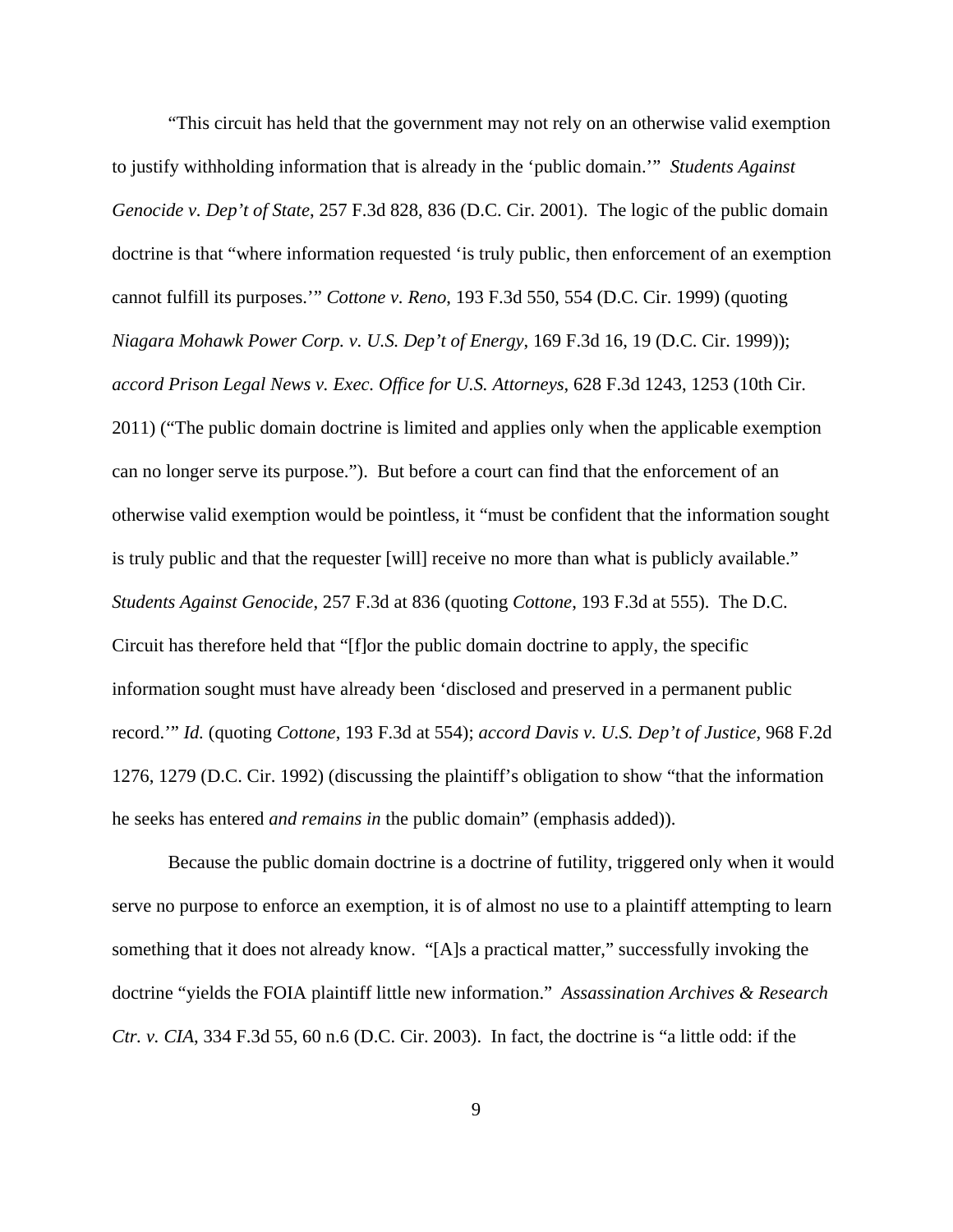“This circuit has held that the government may not rely on an otherwise valid exemption to justify withholding information that is already in the ‘public domain.’” *Students Against Genocide v. Dep’t of State*, 257 F.3d 828, 836 (D.C. Cir. 2001). The logic of the public domain doctrine is that “where information requested ‘is truly public, then enforcement of an exemption cannot fulfill its purposes.’” *Cottone v. Reno*, 193 F.3d 550, 554 (D.C. Cir. 1999) (quoting *Niagara Mohawk Power Corp. v. U.S. Dep’t of Energy*, 169 F.3d 16, 19 (D.C. Cir. 1999)); *accord Prison Legal News v. Exec. Office for U.S. Attorneys*, 628 F.3d 1243, 1253 (10th Cir. 2011) (“The public domain doctrine is limited and applies only when the applicable exemption can no longer serve its purpose.”). But before a court can find that the enforcement of an otherwise valid exemption would be pointless, it “must be confident that the information sought is truly public and that the requester [will] receive no more than what is publicly available.” *Students Against Genocide*, 257 F.3d at 836 (quoting *Cottone*, 193 F.3d at 555). The D.C. Circuit has therefore held that “[f]or the public domain doctrine to apply, the specific information sought must have already been ‘disclosed and preserved in a permanent public record.’” *Id.* (quoting *Cottone*, 193 F.3d at 554); *accord Davis v. U.S. Dep’t of Justice*, 968 F.2d 1276, 1279 (D.C. Cir. 1992) (discussing the plaintiff’s obligation to show “that the information he seeks has entered *and remains in* the public domain” (emphasis added)).

Because the public domain doctrine is a doctrine of futility, triggered only when it would serve no purpose to enforce an exemption, it is of almost no use to a plaintiff attempting to learn something that it does not already know. “[A]s a practical matter,” successfully invoking the doctrine “yields the FOIA plaintiff little new information.” *Assassination Archives & Research Ctr. v. CIA*, 334 F.3d 55, 60 n.6 (D.C. Cir. 2003). In fact, the doctrine is “a little odd: if the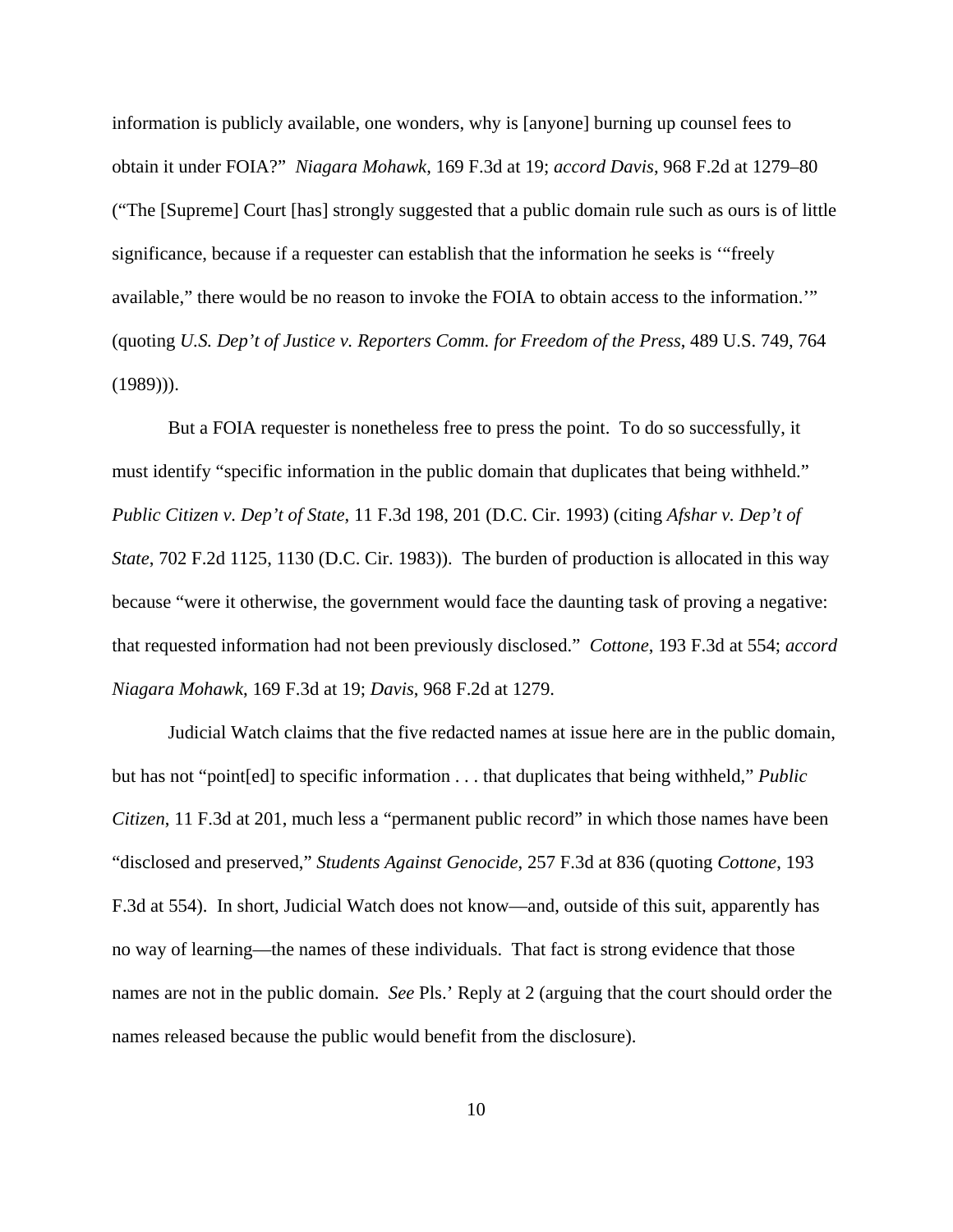information is publicly available, one wonders, why is [anyone] burning up counsel fees to obtain it under FOIA?" *Niagara Mohawk*, 169 F.3d at 19; *accord Davis*, 968 F.2d at 1279–80 ("The [Supreme] Court [has] strongly suggested that a public domain rule such as ours is of little significance, because if a requester can establish that the information he seeks is '"freely available," there would be no reason to invoke the FOIA to obtain access to the information.'" (quoting *U.S. Dep't of Justice v. Reporters Comm. for Freedom of the Press*, 489 U.S. 749, 764 (1989))).

But a FOIA requester is nonetheless free to press the point. To do so successfully, it must identify "specific information in the public domain that duplicates that being withheld." *Public Citizen v. Dep't of State*, 11 F.3d 198, 201 (D.C. Cir. 1993) (citing *Afshar v. Dep't of State*, 702 F.2d 1125, 1130 (D.C. Cir. 1983)). The burden of production is allocated in this way because "were it otherwise, the government would face the daunting task of proving a negative: that requested information had not been previously disclosed." *Cottone*, 193 F.3d at 554; *accord Niagara Mohawk*, 169 F.3d at 19; *Davis*, 968 F.2d at 1279.

Judicial Watch claims that the five redacted names at issue here are in the public domain, but has not "point[ed] to specific information . . . that duplicates that being withheld," *Public Citizen*, 11 F.3d at 201, much less a "permanent public record" in which those names have been "disclosed and preserved," *Students Against Genocide*, 257 F.3d at 836 (quoting *Cottone*, 193 F.3d at 554). In short, Judicial Watch does not know—and, outside of this suit, apparently has no way of learning—the names of these individuals. That fact is strong evidence that those names are not in the public domain. *See* Pls.' Reply at 2 (arguing that the court should order the names released because the public would benefit from the disclosure).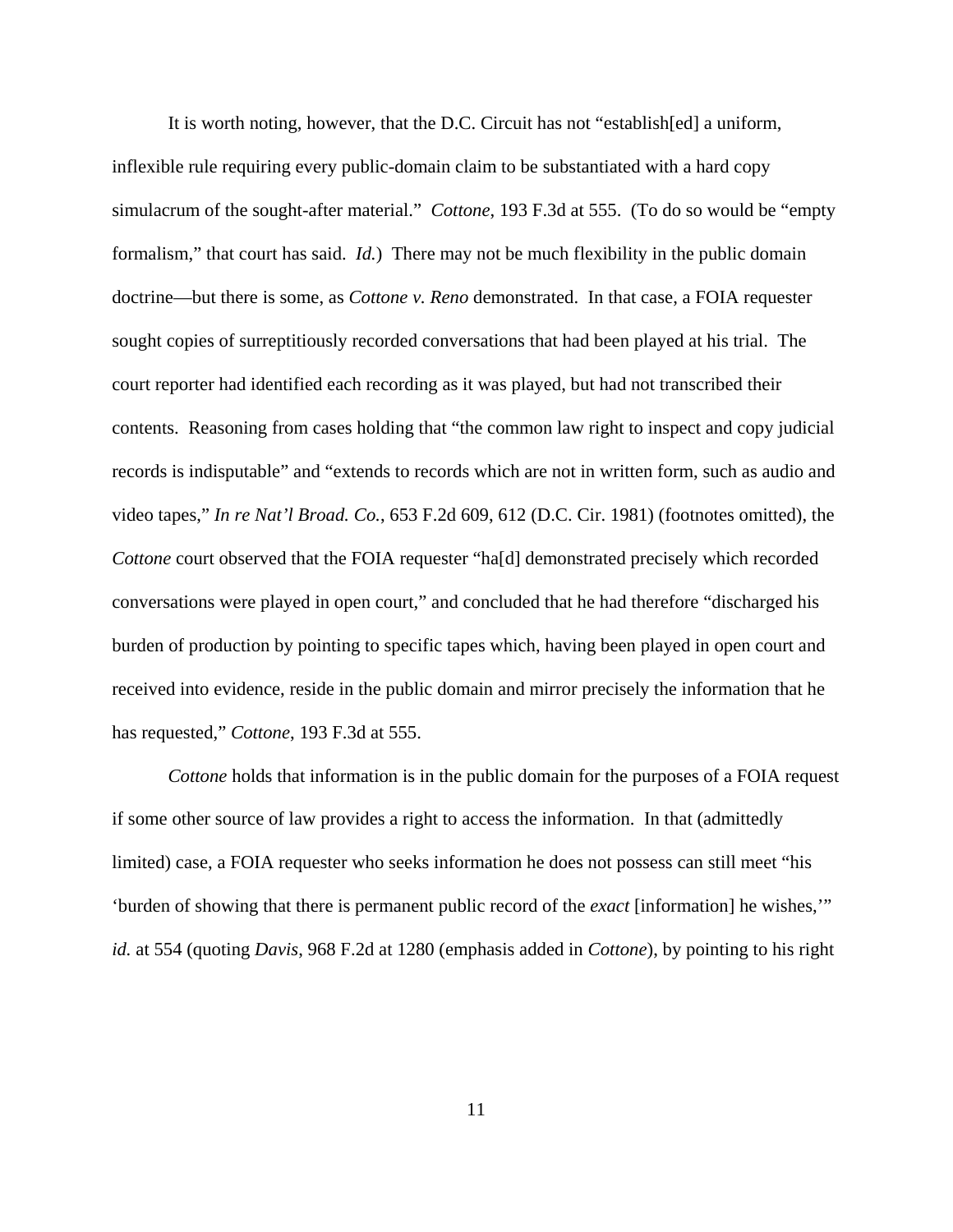It is worth noting, however, that the D.C. Circuit has not "establish[ed] a uniform, inflexible rule requiring every public-domain claim to be substantiated with a hard copy simulacrum of the sought-after material." *Cottone*, 193 F.3d at 555. (To do so would be "empty formalism," that court has said. *Id.*) There may not be much flexibility in the public domain doctrine—but there is some, as *Cottone v. Reno* demonstrated. In that case, a FOIA requester sought copies of surreptitiously recorded conversations that had been played at his trial. The court reporter had identified each recording as it was played, but had not transcribed their contents. Reasoning from cases holding that "the common law right to inspect and copy judicial records is indisputable" and "extends to records which are not in written form, such as audio and video tapes," *In re Nat'l Broad. Co.*, 653 F.2d 609, 612 (D.C. Cir. 1981) (footnotes omitted), the *Cottone* court observed that the FOIA requester "ha[d] demonstrated precisely which recorded conversations were played in open court," and concluded that he had therefore "discharged his burden of production by pointing to specific tapes which, having been played in open court and received into evidence, reside in the public domain and mirror precisely the information that he has requested," *Cottone*, 193 F.3d at 555.

*Cottone* holds that information is in the public domain for the purposes of a FOIA request if some other source of law provides a right to access the information. In that (admittedly limited) case, a FOIA requester who seeks information he does not possess can still meet "his 'burden of showing that there is permanent public record of the *exact* [information] he wishes,'" *id.* at 554 (quoting *Davis*, 968 F.2d at 1280 (emphasis added in *Cottone*), by pointing to his right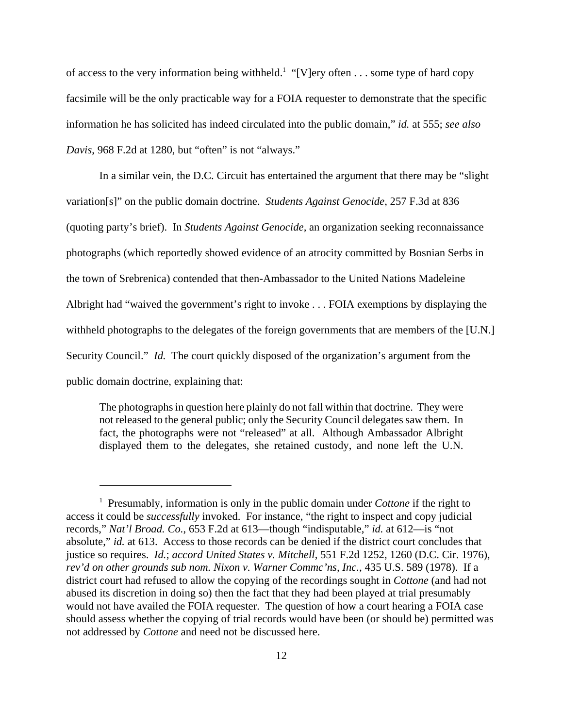of access to the very information being withheld.[1] "[V]ery often . . . some type of hard copy facsimile will be the only practicable way for a FOIA requester to demonstrate that the specific information he has solicited has indeed circulated into the public domain," *id.* at 555; *see also Davis*, 968 F.2d at 1280, but "often" is not "always."

In a similar vein, the D.C. Circuit has entertained the argument that there may be "slight variation[s]" on the public domain doctrine. *Students Against Genocide*, 257 F.3d at 836 (quoting party's brief). In *Students Against Genocide,* an organization seeking reconnaissance photographs (which reportedly showed evidence of an atrocity committed by Bosnian Serbs in the town of Srebrenica) contended that then-Ambassador to the United Nations Madeleine Albright had "waived the government's right to invoke . . . FOIA exemptions by displaying the withheld photographs to the delegates of the foreign governments that are members of the [U.N.] Security Council." *Id.* The court quickly disposed of the organization's argument from the public domain doctrine, explaining that:

> The photographs in question here plainly do not fall within that doctrine. They were not released to the general public; only the Security Council delegates saw them. In fact, the photographs were not "released" at all. Although Ambassador Albright displayed them to the delegates, she retained custody, and none left the U.N.

---

[1] Presumably, information is only in the public domain under *Cottone* if the right to access it could be *successfully* invoked. For instance, "the right to inspect and copy judicial records," *Nat'l Broad. Co.*, 653 F.2d at 613—though "indisputable," *id.* at 612—is "not absolute," *id.* at 613. Access to those records can be denied if the district court concludes that justice so requires. *Id.*; *accord United States v. Mitchell*, 551 F.2d 1252, 1260 (D.C. Cir. 1976), *rev'd on other grounds sub nom. Nixon v. Warner Commc'ns, Inc.*, 435 U.S. 589 (1978). If a district court had refused to allow the copying of the recordings sought in *Cottone* (and had not abused its discretion in doing so) then the fact that they had been played at trial presumably would not have availed the FOIA requester. The question of how a court hearing a FOIA case should assess whether the copying of trial records would have been (or should be) permitted was not addressed by *Cottone* and need not be discussed here.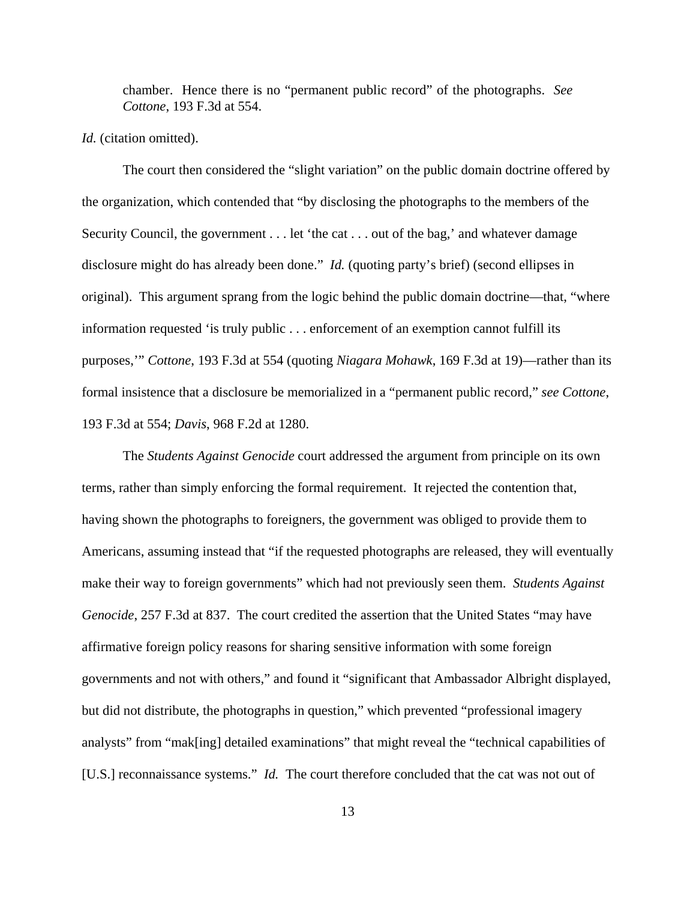> chamber. Hence there is no "permanent public record" of the photographs. *See Cottone*, 193 F.3d at 554.

*Id.* (citation omitted).

The court then considered the "slight variation" on the public domain doctrine offered by the organization, which contended that "by disclosing the photographs to the members of the Security Council, the government . . . let 'the cat . . . out of the bag,' and whatever damage disclosure might do has already been done." *Id.* (quoting party's brief) (second ellipses in original). This argument sprang from the logic behind the public domain doctrine—that, "where information requested 'is truly public . . . enforcement of an exemption cannot fulfill its purposes,'" *Cottone*, 193 F.3d at 554 (quoting *Niagara Mohawk*, 169 F.3d at 19)—rather than its formal insistence that a disclosure be memorialized in a "permanent public record," *see Cottone*, 193 F.3d at 554; *Davis*, 968 F.2d at 1280.

The *Students Against Genocide* court addressed the argument from principle on its own terms, rather than simply enforcing the formal requirement. It rejected the contention that, having shown the photographs to foreigners, the government was obliged to provide them to Americans, assuming instead that "if the requested photographs are released, they will eventually make their way to foreign governments" which had not previously seen them. *Students Against Genocide*, 257 F.3d at 837. The court credited the assertion that the United States "may have affirmative foreign policy reasons for sharing sensitive information with some foreign governments and not with others," and found it "significant that Ambassador Albright displayed, but did not distribute, the photographs in question," which prevented "professional imagery analysts" from "mak[ing] detailed examinations" that might reveal the "technical capabilities of [U.S.] reconnaissance systems." *Id.* The court therefore concluded that the cat was not out of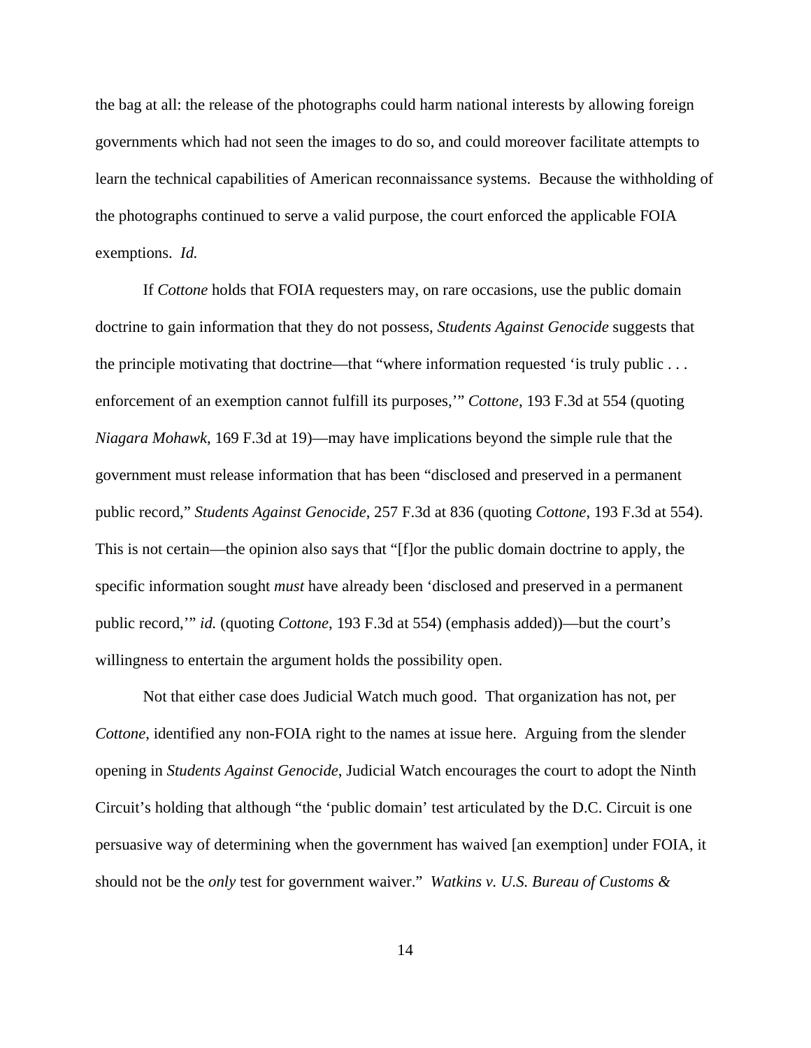the bag at all: the release of the photographs could harm national interests by allowing foreign governments which had not seen the images to do so, and could moreover facilitate attempts to learn the technical capabilities of American reconnaissance systems. Because the withholding of the photographs continued to serve a valid purpose, the court enforced the applicable FOIA exemptions. *Id.*

If *Cottone* holds that FOIA requesters may, on rare occasions, use the public domain doctrine to gain information that they do not possess, *Students Against Genocide* suggests that the principle motivating that doctrine—that "where information requested 'is truly public . . . enforcement of an exemption cannot fulfill its purposes,'" *Cottone*, 193 F.3d at 554 (quoting *Niagara Mohawk*, 169 F.3d at 19)—may have implications beyond the simple rule that the government must release information that has been "disclosed and preserved in a permanent public record," *Students Against Genocide*, 257 F.3d at 836 (quoting *Cottone*, 193 F.3d at 554). This is not certain—the opinion also says that "[f]or the public domain doctrine to apply, the specific information sought *must* have already been 'disclosed and preserved in a permanent public record,'" *id.* (quoting *Cottone*, 193 F.3d at 554) (emphasis added))—but the court's willingness to entertain the argument holds the possibility open.

Not that either case does Judicial Watch much good. That organization has not, per *Cottone*, identified any non-FOIA right to the names at issue here. Arguing from the slender opening in *Students Against Genocide*, Judicial Watch encourages the court to adopt the Ninth Circuit's holding that although "the 'public domain' test articulated by the D.C. Circuit is one persuasive way of determining when the government has waived [an exemption] under FOIA, it should not be the *only* test for government waiver." *Watkins v. U.S. Bureau of Customs &*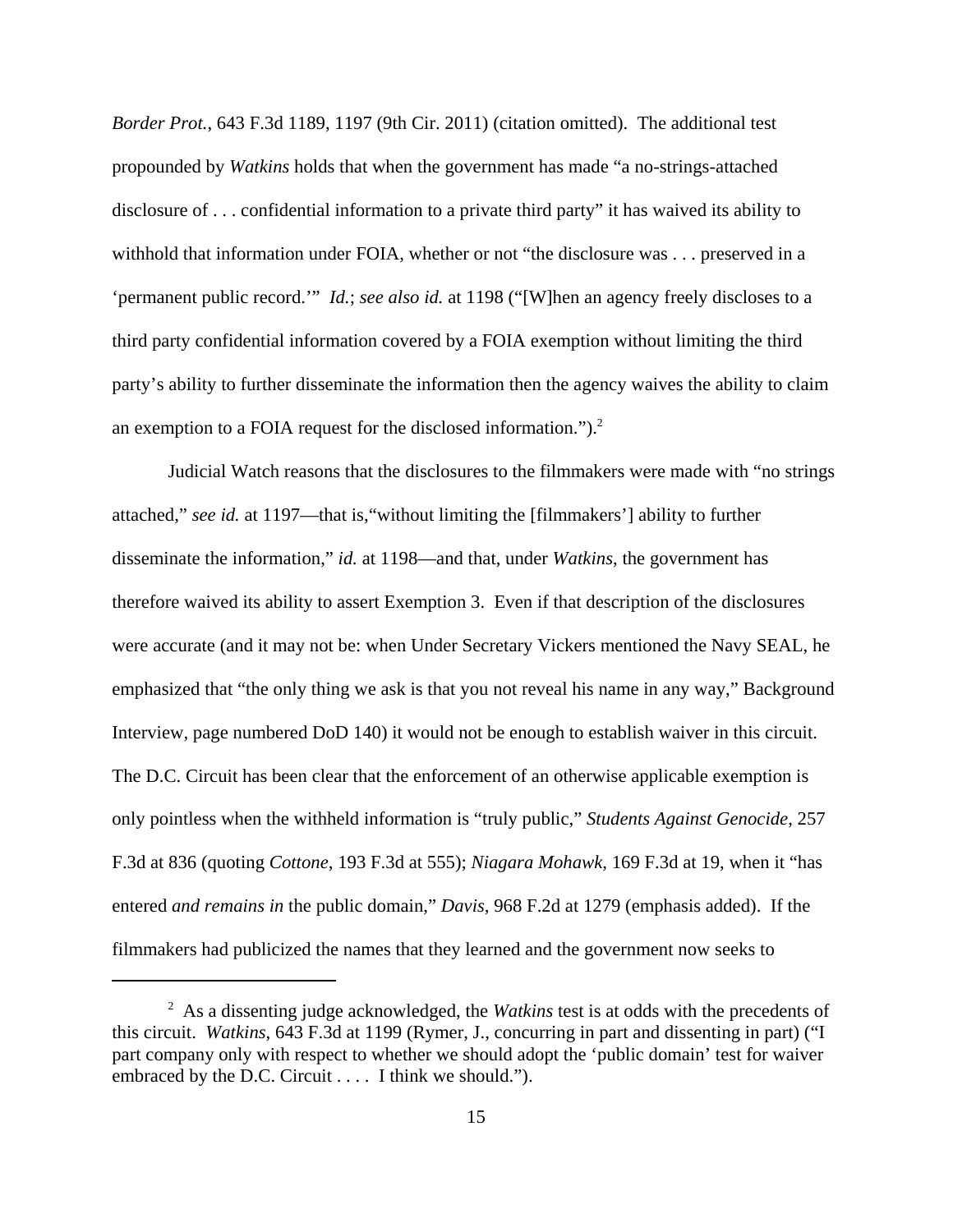*Border Prot.*, 643 F.3d 1189, 1197 (9th Cir. 2011) (citation omitted). The additional test propounded by *Watkins* holds that when the government has made "a no-strings-attached disclosure of . . . confidential information to a private third party" it has waived its ability to withhold that information under FOIA, whether or not "the disclosure was . . . preserved in a 'permanent public record.'" *Id.*; *see also id.* at 1198 ("[W]hen an agency freely discloses to a third party confidential information covered by a FOIA exemption without limiting the third party's ability to further disseminate the information then the agency waives the ability to claim an exemption to a FOIA request for the disclosed information.").[2]

Judicial Watch reasons that the disclosures to the filmmakers were made with "no strings attached," *see id.* at 1197—that is,"without limiting the [filmmakers'] ability to further disseminate the information," *id.* at 1198—and that, under *Watkins*, the government has therefore waived its ability to assert Exemption 3. Even if that description of the disclosures were accurate (and it may not be: when Under Secretary Vickers mentioned the Navy SEAL, he emphasized that "the only thing we ask is that you not reveal his name in any way," Background Interview, page numbered DoD 140) it would not be enough to establish waiver in this circuit. The D.C. Circuit has been clear that the enforcement of an otherwise applicable exemption is only pointless when the withheld information is "truly public," *Students Against Genocide*, 257 F.3d at 836 (quoting *Cottone*, 193 F.3d at 555); *Niagara Mohawk*, 169 F.3d at 19, when it "has entered *and remains in* the public domain," *Davis*, 968 F.2d at 1279 (emphasis added). If the filmmakers had publicized the names that they learned and the government now seeks to

---

[2] As a dissenting judge acknowledged, the *Watkins* test is at odds with the precedents of this circuit. *Watkins*, 643 F.3d at 1199 (Rymer, J., concurring in part and dissenting in part) ("I part company only with respect to whether we should adopt the 'public domain' test for waiver embraced by the D.C. Circuit . . . . I think we should.").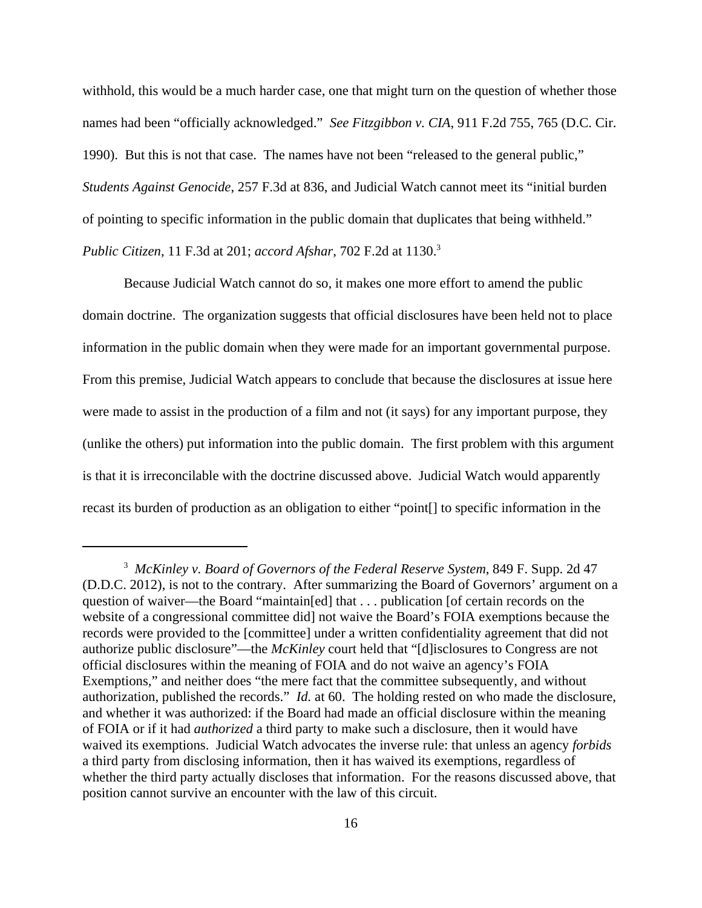withhold, this would be a much harder case, one that might turn on the question of whether those names had been "officially acknowledged." *See Fitzgibbon v. CIA*, 911 F.2d 755, 765 (D.C. Cir. 1990). But this is not that case. The names have not been "released to the general public," *Students Against Genocide*, 257 F.3d at 836, and Judicial Watch cannot meet its "initial burden of pointing to specific information in the public domain that duplicates that being withheld." *Public Citizen*, 11 F.3d at 201; *accord Afshar*, 702 F.2d at 1130.[3]

Because Judicial Watch cannot do so, it makes one more effort to amend the public domain doctrine. The organization suggests that official disclosures have been held not to place information in the public domain when they were made for an important governmental purpose. From this premise, Judicial Watch appears to conclude that because the disclosures at issue here were made to assist in the production of a film and not (it says) for any important purpose, they (unlike the others) put information into the public domain. The first problem with this argument is that it is irreconcilable with the doctrine discussed above. Judicial Watch would apparently recast its burden of production as an obligation to either "point[] to specific information in the

---

[3] *McKinley v. Board of Governors of the Federal Reserve System*, 849 F. Supp. 2d 47 (D.D.C. 2012), is not to the contrary. After summarizing the Board of Governors' argument on a question of waiver—the Board "maintain[ed] that . . . publication [of certain records on the website of a congressional committee did] not waive the Board's FOIA exemptions because the records were provided to the [committee] under a written confidentiality agreement that did not authorize public disclosure"—the *McKinley* court held that "[d]isclosures to Congress are not official disclosures within the meaning of FOIA and do not waive an agency's FOIA Exemptions," and neither does "the mere fact that the committee subsequently, and without authorization, published the records." *Id.* at 60. The holding rested on who made the disclosure, and whether it was authorized: if the Board had made an official disclosure within the meaning of FOIA or if it had *authorized* a third party to make such a disclosure, then it would have waived its exemptions. Judicial Watch advocates the inverse rule: that unless an agency *forbids* a third party from disclosing information, then it has waived its exemptions, regardless of whether the third party actually discloses that information. For the reasons discussed above, that position cannot survive an encounter with the law of this circuit.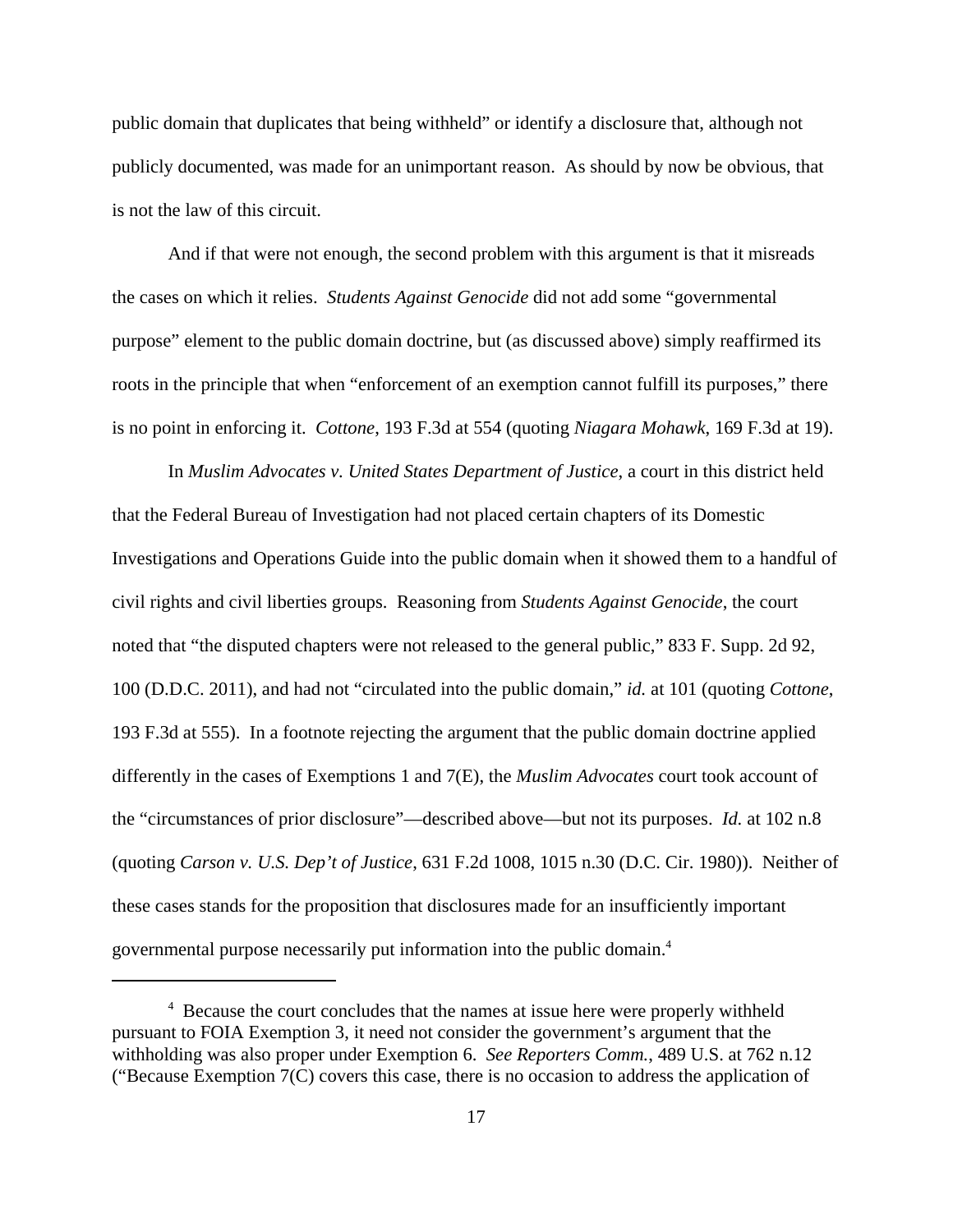public domain that duplicates that being withheld" or identify a disclosure that, although not publicly documented, was made for an unimportant reason. As should by now be obvious, that is not the law of this circuit.

And if that were not enough, the second problem with this argument is that it misreads the cases on which it relies. *Students Against Genocide* did not add some "governmental purpose" element to the public domain doctrine, but (as discussed above) simply reaffirmed its roots in the principle that when "enforcement of an exemption cannot fulfill its purposes," there is no point in enforcing it. *Cottone*, 193 F.3d at 554 (quoting *Niagara Mohawk*, 169 F.3d at 19).

In *Muslim Advocates v. United States Department of Justice*, a court in this district held that the Federal Bureau of Investigation had not placed certain chapters of its Domestic Investigations and Operations Guide into the public domain when it showed them to a handful of civil rights and civil liberties groups. Reasoning from *Students Against Genocide*, the court noted that "the disputed chapters were not released to the general public," 833 F. Supp. 2d 92, 100 (D.D.C. 2011), and had not "circulated into the public domain," *id.* at 101 (quoting *Cottone*, 193 F.3d at 555). In a footnote rejecting the argument that the public domain doctrine applied differently in the cases of Exemptions 1 and 7(E), the *Muslim Advocates* court took account of the "circumstances of prior disclosure"—described above—but not its purposes. *Id.* at 102 n.8 (quoting *Carson v. U.S. Dep't of Justice*, 631 F.2d 1008, 1015 n.30 (D.C. Cir. 1980)). Neither of these cases stands for the proposition that disclosures made for an insufficiently important governmental purpose necessarily put information into the public domain.[4]

[4] Because the court concludes that the names at issue here were properly withheld pursuant to FOIA Exemption 3, it need not consider the government's argument that the withholding was also proper under Exemption 6. *See Reporters Comm.*, 489 U.S. at 762 n.12 ("Because Exemption 7(C) covers this case, there is no occasion to address the application of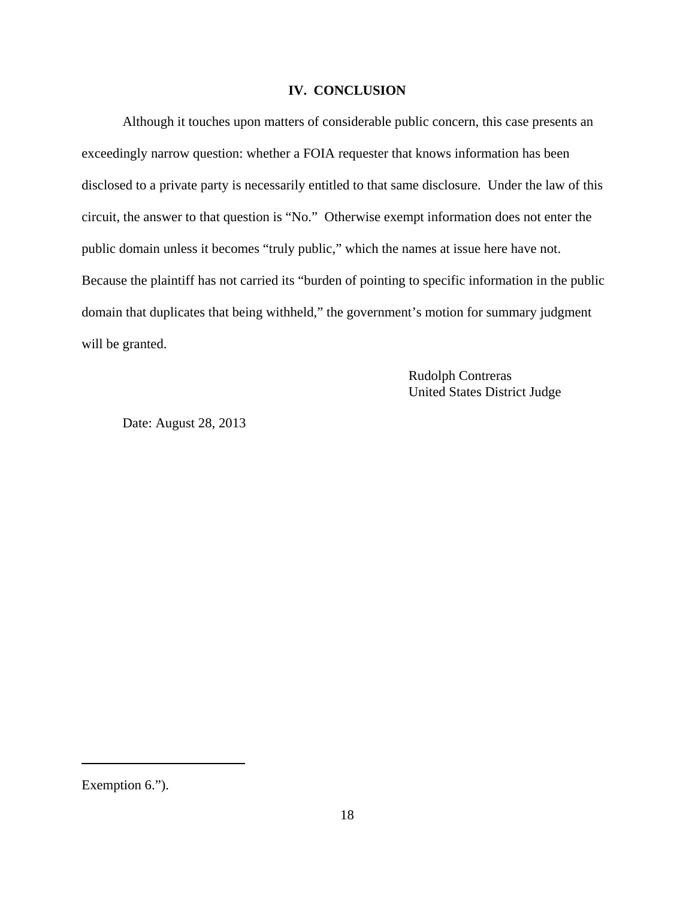## IV. CONCLUSION

Although it touches upon matters of considerable public concern, this case presents an exceedingly narrow question: whether a FOIA requester that knows information has been disclosed to a private party is necessarily entitled to that same disclosure. Under the law of this circuit, the answer to that question is "No." Otherwise exempt information does not enter the public domain unless it becomes "truly public," which the names at issue here have not. Because the plaintiff has not carried its "burden of pointing to specific information in the public domain that duplicates that being withheld," the government's motion for summary judgment will be granted.

Rudolph Contreras
United States District Judge

Date: August 28, 2013

---

Exemption 6.").